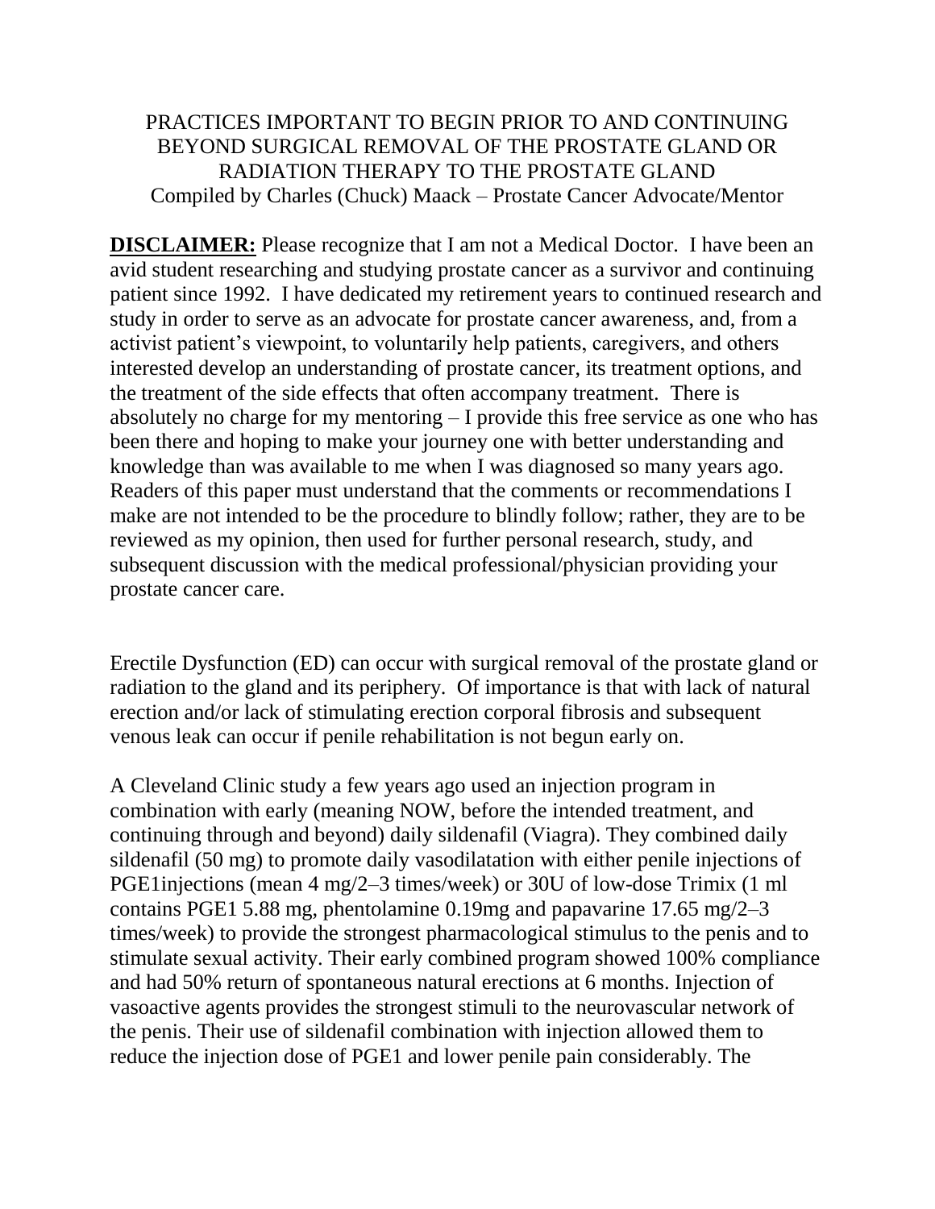# PRACTICES IMPORTANT TO BEGIN PRIOR TO AND CONTINUING BEYOND SURGICAL REMOVAL OF THE PROSTATE GLAND OR RADIATION THERAPY TO THE PROSTATE GLAND

Compiled by Charles (Chuck) Maack – Prostate Cancer Advocate/Mentor

**DISCLAIMER:** Please recognize that I am not a Medical Doctor. I have been an avid student researching and studying prostate cancer as a survivor and continuing patient since 1992. I have dedicated my retirement years to continued research and study in order to serve as an advocate for prostate cancer awareness, and, from a activist patient's viewpoint, to voluntarily help patients, caregivers, and others interested develop an understanding of prostate cancer, its treatment options, and the treatment of the side effects that often accompany treatment. There is absolutely no charge for my mentoring – I provide this free service as one who has been there and hoping to make your journey one with better understanding and knowledge than was available to me when I was diagnosed so many years ago. Readers of this paper must understand that the comments or recommendations I make are not intended to be the procedure to blindly follow; rather, they are to be reviewed as my opinion, then used for further personal research, study, and subsequent discussion with the medical professional/physician providing your prostate cancer care.

Erectile Dysfunction (ED) can occur with surgical removal of the prostate gland or radiation to the gland and its periphery. Of importance is that with lack of natural erection and/or lack of stimulating erection corporal fibrosis and subsequent venous leak can occur if penile rehabilitation is not begun early on.

A Cleveland Clinic study a few years ago used an injection program in combination with early (meaning NOW, before the intended treatment, and continuing through and beyond) daily sildenafil (Viagra). They combined daily sildenafil (50 mg) to promote daily vasodilatation with either penile injections of PGE1injections (mean 4 mg/2–3 times/week) or 30U of low-dose Trimix (1 ml contains PGE1 5.88 mg, phentolamine 0.19mg and papavarine 17.65 mg/2–3 times/week) to provide the strongest pharmacological stimulus to the penis and to stimulate sexual activity. Their early combined program showed 100% compliance and had 50% return of spontaneous natural erections at 6 months. Injection of vasoactive agents provides the strongest stimuli to the neurovascular network of the penis. Their use of sildenafil combination with injection allowed them to reduce the injection dose of PGE1 and lower penile pain considerably. The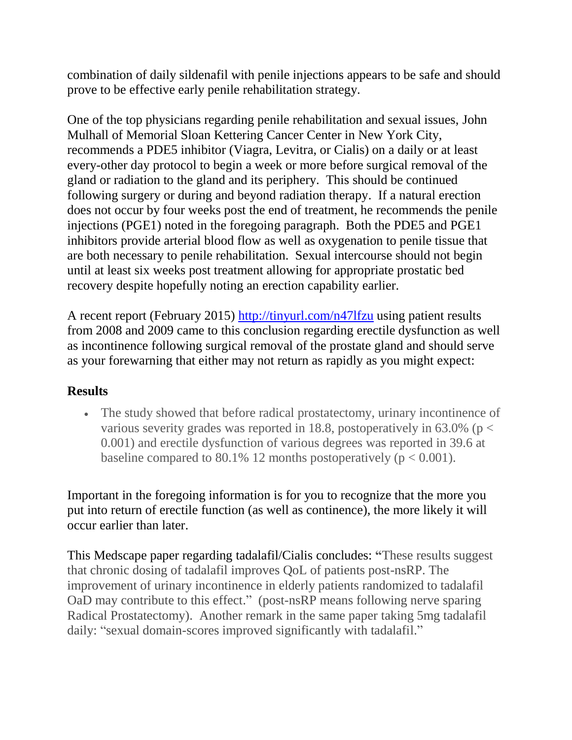combination of daily sildenafil with penile injections appears to be safe and should prove to be effective early penile rehabilitation strategy.

One of the top physicians regarding penile rehabilitation and sexual issues, John Mulhall of Memorial Sloan Kettering Cancer Center in New York City, recommends a PDE5 inhibitor (Viagra, Levitra, or Cialis) on a daily or at least every-other day protocol to begin a week or more before surgical removal of the gland or radiation to the gland and its periphery. This should be continued following surgery or during and beyond radiation therapy. If a natural erection does not occur by four weeks post the end of treatment, he recommends the penile injections (PGE1) noted in the foregoing paragraph. Both the PDE5 and PGE1 inhibitors provide arterial blood flow as well as oxygenation to penile tissue that are both necessary to penile rehabilitation. Sexual intercourse should not begin until at least six weeks post treatment allowing for appropriate prostatic bed recovery despite hopefully noting an erection capability earlier.

A recent report (February 2015) [http://tinyurl.com/n47lfzu](http://tinyurl.com/n47lfzu) using patient results from 2008 and 2009 came to this conclusion regarding erectile dysfunction as well as incontinence following surgical removal of the prostate gland and should serve as your forewarning that either may not return as rapidly as you might expect:

**Results**

- The study showed that before radical prostatectomy, urinary incontinence of various severity grades was reported in 18.8, postoperatively in 63.0% ($p < 0.001$) and erectile dysfunction of various degrees was reported in 39.6 at baseline compared to 80.1% 12 months postoperatively ($p < 0.001$).

Important in the foregoing information is for you to recognize that the more you put into return of erectile function (as well as continence), the more likely it will occur earlier than later.

This Medscape paper regarding tadalafil/Cialis concludes: "These results suggest that chronic dosing of tadalafil improves QoL of patients post-nsRP. The improvement of urinary incontinence in elderly patients randomized to tadalafil OaD may contribute to this effect." (post-nsRP means following nerve sparing Radical Prostatectomy). Another remark in the same paper taking 5mg tadalafil daily: "sexual domain-scores improved significantly with tadalafil."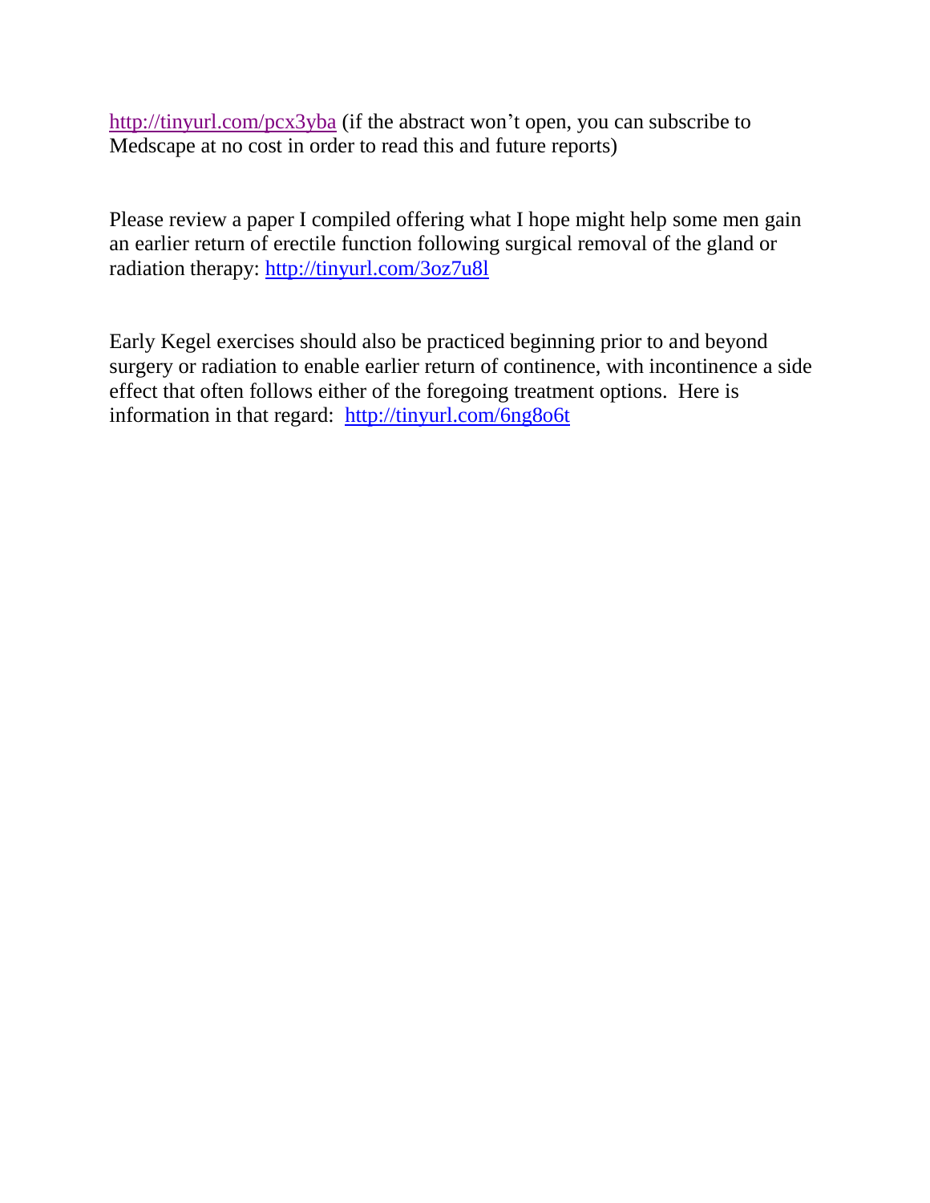http://tinyurl.com/pcx3yba (if the abstract won't open, you can subscribe to Medscape at no cost in order to read this and future reports)

Please review a paper I compiled offering what I hope might help some men gain an earlier return of erectile function following surgical removal of the gland or radiation therapy: http://tinyurl.com/3oz7u8l

Early Kegel exercises should also be practiced beginning prior to and beyond surgery or radiation to enable earlier return of continence, with incontinence a side effect that often follows either of the foregoing treatment options. Here is information in that regard: http://tinyurl.com/6ng8o6t